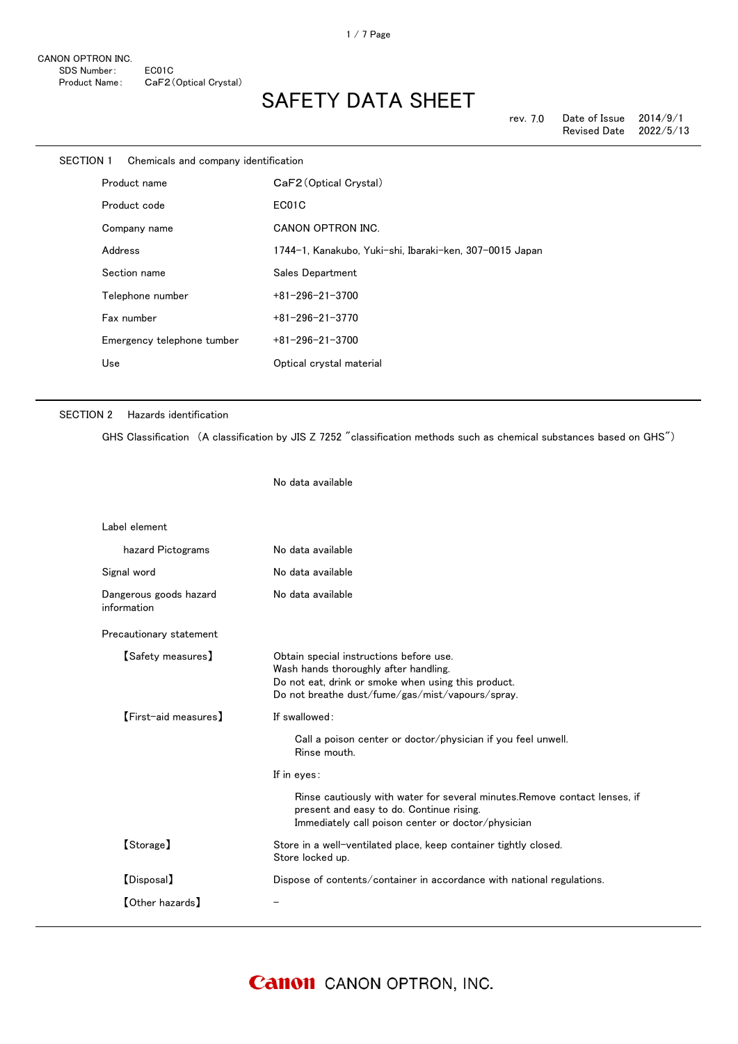CANON OPTRON INC.
SDS Number: EC01C
Product Name: $CaF_2$ (Optical Crystal)

# SAFETY DATA SHEET

rev. 7.0 | Date of Issue 2014/9/1 | Revised Date 2022/5/13

## SECTION 1 Chemicals and company identification

| | |
|---|---|
| Product name | $CaF_2$ (Optical Crystal) |
| Product code | EC01C |
| Company name | CANON OPTRON INC. |
| Address | 1744-1, Kanakubo, Yuki-shi, Ibaraki-ken, 307-0015 Japan |
| Section name | Sales Department |
| Telephone number | +81-296-21-3700 |
| Fax number | +81-296-21-3770 |
| Emergency telephone tumber | +81-296-21-3700 |
| Use | Optical crystal material |

## SECTION 2 Hazards identification

GHS Classification (A classification by JIS Z 7252 "classification methods such as chemical substances based on GHS")

No data available

Label element

| | |
|---|---|
| hazard Pictograms | No data available |
| Signal word | No data available |
| Dangerous goods hazard information | No data available |

Precautionary statement

【Safety measures】
Obtain special instructions before use.
Wash hands thoroughly after handling.
Do not eat, drink or smoke when using this product.
Do not breathe dust/fume/gas/mist/vapours/spray.

【First-aid measures】
If swallowed:

Call a poison center or doctor/physician if you feel unwell.
Rinse mouth.

If in eyes:

Rinse cautiously with water for several minutes.Remove contact lenses, if present and easy to do. Continue rising.
Immediately call poison center or doctor/physician

【Storage】
Store in a well-ventilated place, keep container tightly closed.
Store locked up.

【Disposal】
Dispose of contents/container in accordance with national regulations.

【Other hazards】
–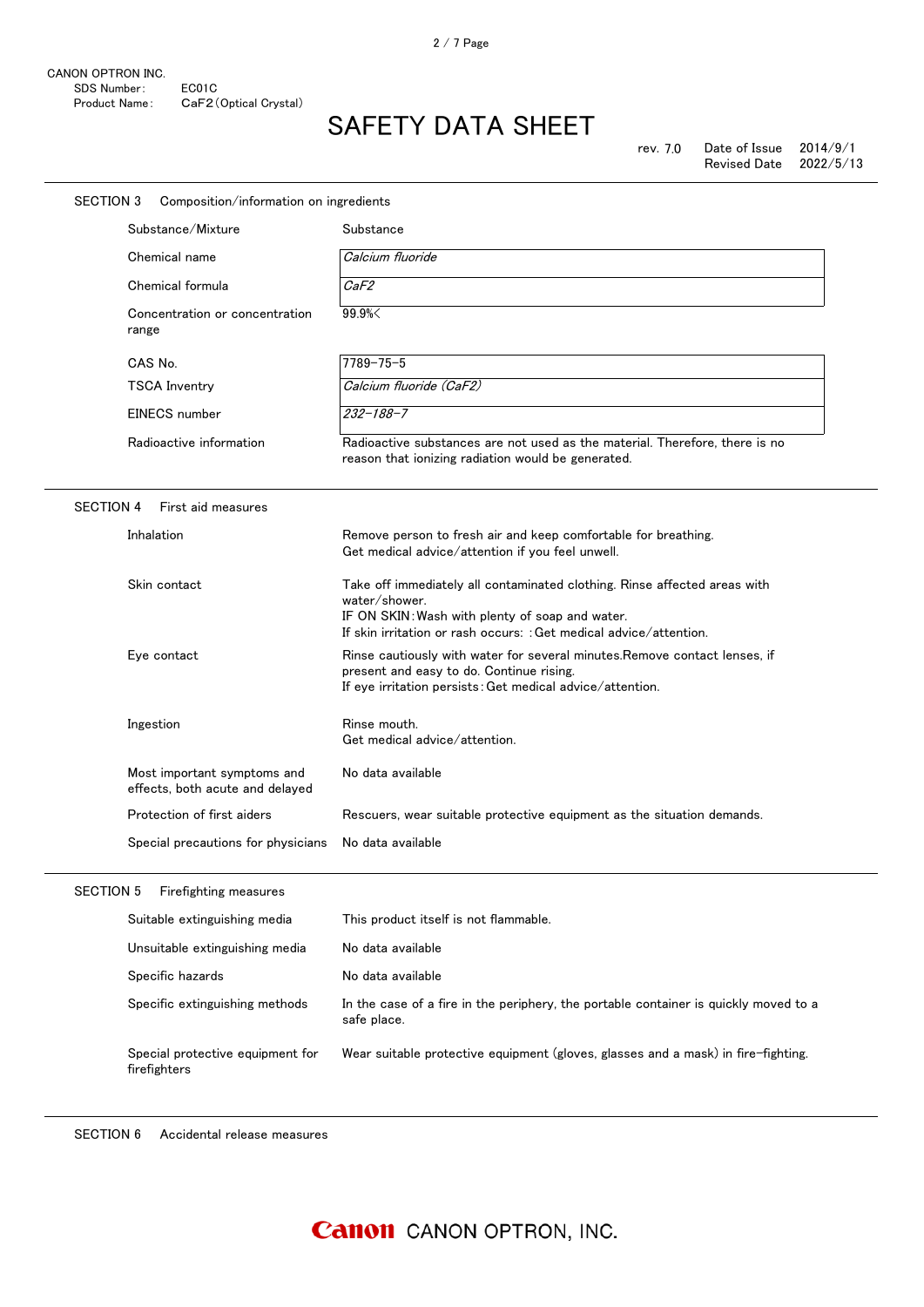CANON OPTRON INC.
SDS Number: EC01C
Product Name: CaF2（Optical Crystal）

# SAFETY DATA SHEET

rev. 7.0 Date of Issue 2014/9/1
Revised Date 2022/5/13

## SECTION 3 Composition/information on ingredients

| | |
|---|---|
| Substance/Mixture | Substance |
| Chemical name | *Calcium fluoride* |
| Chemical formula | *$CaF_2$* |
| Concentration or concentration range | 99.9%< |
| CAS No. | 7789-75-5 |
| TSCA Inventry | *Calcium fluoride ($CaF_2$)* |
| EINECS number | *232-188-7* |
| Radioactive information | Radioactive substances are not used as the material. Therefore, there is no reason that ionizing radiation would be generated. |

## SECTION 4 First aid measures

| | |
|---|---|
| Inhalation | Remove person to fresh air and keep comfortable for breathing.<br>Get medical advice/attention if you feel unwell. |
| Skin contact | Take off immediately all contaminated clothing. Rinse affected areas with water/shower.<br>IF ON SKIN：Wash with plenty of soap and water.<br>If skin irritation or rash occurs: ：Get medical advice/attention. |
| Eye contact | Rinse cautiously with water for several minutes.Remove contact lenses, if present and easy to do. Continue rising.<br>If eye irritation persists：Get medical advice/attention. |
| Ingestion | Rinse mouth.<br>Get medical advice/attention. |
| Most important symptoms and effects, both acute and delayed | No data available |
| Protection of first aiders | Rescuers, wear suitable protective equipment as the situation demands. |
| Special precautions for physicians | No data available |

## SECTION 5 Firefighting measures

| | |
|---|---|
| Suitable extinguishing media | This product itself is not flammable. |
| Unsuitable extinguishing media | No data available |
| Specific hazards | No data available |
| Specific extinguishing methods | In the case of a fire in the periphery, the portable container is quickly moved to a safe place. |
| Special protective equipment for firefighters | Wear suitable protective equipment (gloves, glasses and a mask) in fire-fighting. |

## SECTION 6 Accidental release measures

Canon CANON OPTRON, INC.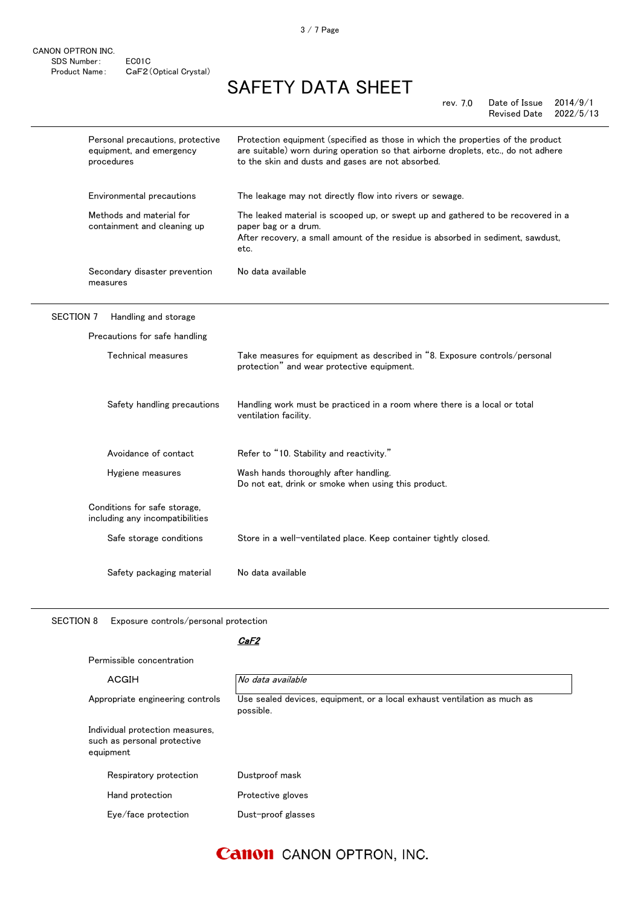| | |
|---|---|
| Personal precautions, protective equipment, and emergency procedures | Protection equipment (specified as those in which the properties of the product are suitable) worn during operation so that airborne droplets, etc., do not adhere to the skin and dusts and gases are not absorbed. |
| Environmental precautions | The leakage may not directly flow into rivers or sewage. |
| Methods and material for containment and cleaning up | The leaked material is scooped up, or swept up and gathered to be recovered in a paper bag or a drum.<br>After recovery, a small amount of the residue is absorbed in sediment, sawdust, etc. |
| Secondary disaster prevention measures | No data available |

## SECTION 7 Handling and storage

**Precautions for safe handling**

| | |
|---|---|
| Technical measures | Take measures for equipment as described in "8. Exposure controls/personal protection" and wear protective equipment. |
| Safety handling precautions | Handling work must be practiced in a room where there is a local or total ventilation facility. |
| Avoidance of contact | Refer to "10. Stability and reactivity." |
| Hygiene measures | Wash hands thoroughly after handling.<br>Do not eat, drink or smoke when using this product. |

**Conditions for safe storage, including any incompatibilities**

| | |
|---|---|
| Safe storage conditions | Store in a well-ventilated place. Keep container tightly closed. |
| Safety packaging material | No data available |

## SECTION 8 Exposure controls/personal protection

| | ***CaF2*** |
|---|---|
| Permissible concentration | |
| ACGIH | *No data available* |
| Appropriate engineering controls | Use sealed devices, equipment, or a local exhaust ventilation as much as possible. |

**Individual protection measures, such as personal protective equipment**

| | |
|---|---|
| Respiratory protection | Dustproof mask |
| Hand protection | Protective gloves |
| Eye/face protection | Dust-proof glasses |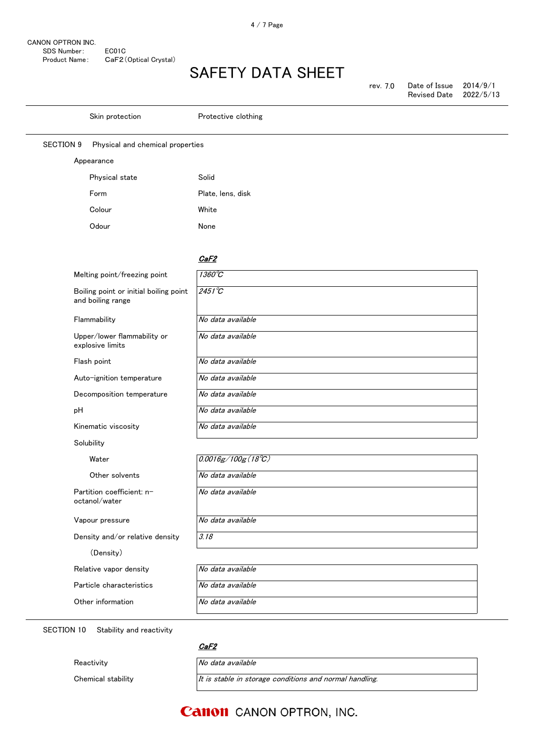| | |
|---|---|
| Skin protection | Protective clothing |

## SECTION 9 Physical and chemical properties

Appearance

| | |
|---|---|
| Physical state | Solid |
| Form | Plate, lens, disk |
| Colour | White |
| Odour | None |

| | ***$CaF_2$*** |
|---|---|
| Melting point/freezing point | *1360℃* |
| Boiling point or initial boiling point and boiling range | *2451℃* |
| Flammability | *No data available* |
| Upper/lower flammability or explosive limits | *No data available* |
| Flash point | *No data available* |
| Auto-ignition temperature | *No data available* |
| Decomposition temperature | *No data available* |
| pH | *No data available* |
| Kinematic viscosity | *No data available* |
| Solubility | |
| Water | *0.0016g/100g(18℃)* |
| Other solvents | *No data available* |
| Partition coefficient: n-octanol/water | *No data available* |
| Vapour pressure | *No data available* |
| Density and/or relative density (Density) | *3.18* |
| Relative vapor density | *No data available* |
| Particle characteristics | *No data available* |
| Other information | *No data available* |

## SECTION 10 Stability and reactivity

| | ***$CaF_2$*** |
|---|---|
| Reactivity | *No data available* |
| Chemical stability | *It is stable in storage conditions and normal handling.* |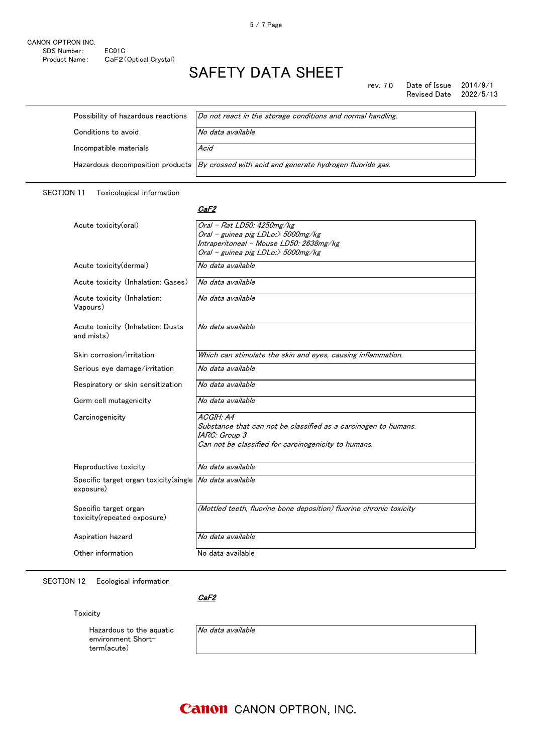| | |
|---|---|
| Possibility of hazardous reactions | *Do not react in the storage conditions and normal handling.* |
| Conditions to avoid | *No data available* |
| Incompatible materials | *Acid* |
| Hazardous decomposition products | *By crossed with acid and generate hydrogen fluoride gas.* |

## SECTION 11 Toxicological information

| | ***CaF2*** |
|---|---|
| Acute toxicity(oral) | *Oral – Rat LD50: 4250mg/kg*<br>*Oral – guinea pig LDLo:> 5000mg/kg*<br>*Intraperitoneal – Mouse LD50: 2638mg/kg*<br>*Oral – guinea pig LDLo:> 5000mg/kg* |
| Acute toxicity(dermal) | *No data available* |
| Acute toxicity (Inhalation: Gases) | *No data available* |
| Acute toxicity (Inhalation: Vapours) | *No data available* |
| Acute toxicity (Inhalation: Dusts and mists) | *No data available* |
| Skin corrosion/irritation | *Which can stimulate the skin and eyes, causing inflammation.* |
| Serious eye damage/irritation | *No data available* |
| Respiratory or skin sensitization | *No data available* |
| Germ cell mutagenicity | *No data available* |
| Carcinogenicity | *ACGIH: A4*<br>*Substance that can not be classified as a carcinogen to humans.*<br>*IARC: Group 3*<br>*Can not be classified for carcinogenicity to humans.* |
| Reproductive toxicity | *No data available* |
| Specific target organ toxicity(single exposure) | *No data available* |
| Specific target organ toxicity(repeated exposure) | *(Mottled teeth, fluorine bone deposition) fluorine chronic toxicity* |
| Aspiration hazard | *No data available* |
| Other information | No data available |

## SECTION 12 Ecological information

| | ***CaF2*** |
|---|---|
| **Toxicity** | |
| Hazardous to the aquatic environment Short-term(acute) | *No data available* |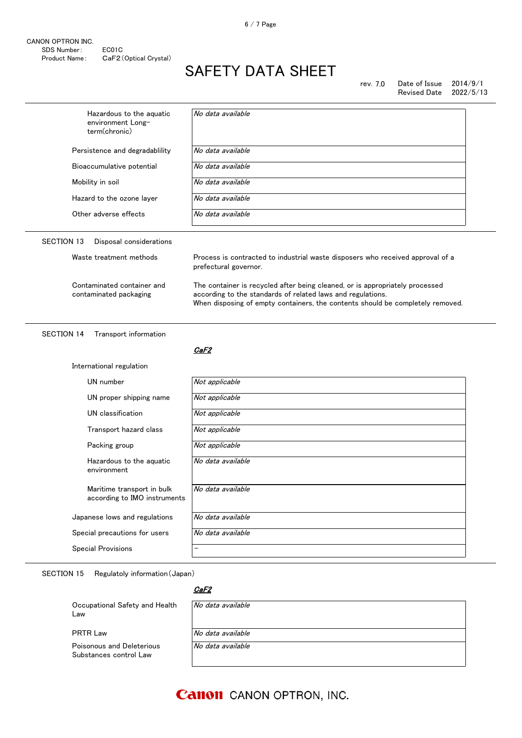| | |
|---|---|
| Hazardous to the aquatic environment Long-term(chronic) | *No data available* |
| Persistence and degradablility | *No data available* |
| Bioaccumulative potential | *No data available* |
| Mobility in soil | *No data available* |
| Hazard to the ozone layer | *No data available* |
| Other adverse effects | *No data available* |

## SECTION 13 Disposal considerations

| | |
|---|---|
| Waste treatment methods | Process is contracted to industrial waste disposers who received approval of a prefectural governor. |
| Contaminated container and contaminated packaging | The container is recycled after being cleaned, or is appropriately processed according to the standards of related laws and regulations. When disposing of empty containers, the contents should be completely removed. |

## SECTION 14 Transport information

***CaF2***

International regulation

| | |
|---|---|
| UN number | *Not applicable* |
| UN proper shipping name | *Not applicable* |
| UN classification | *Not applicable* |
| Transport hazard class | *Not applicable* |
| Packing group | *Not applicable* |
| Hazardous to the aquatic environment | *No data available* |
| Maritime transport in bulk according to IMO instruments | *No data available* |
| Japanese lows and regulations | *No data available* |
| Special precautions for users | *No data available* |
| Special Provisions | − |

## SECTION 15 Regulatoly information（Japan）

***CaF2***

| | |
|---|---|
| Occupational Safety and Health Law | *No data available* |
| PRTR Law | *No data available* |
| Poisonous and Deleterious Substances control Law | *No data available* |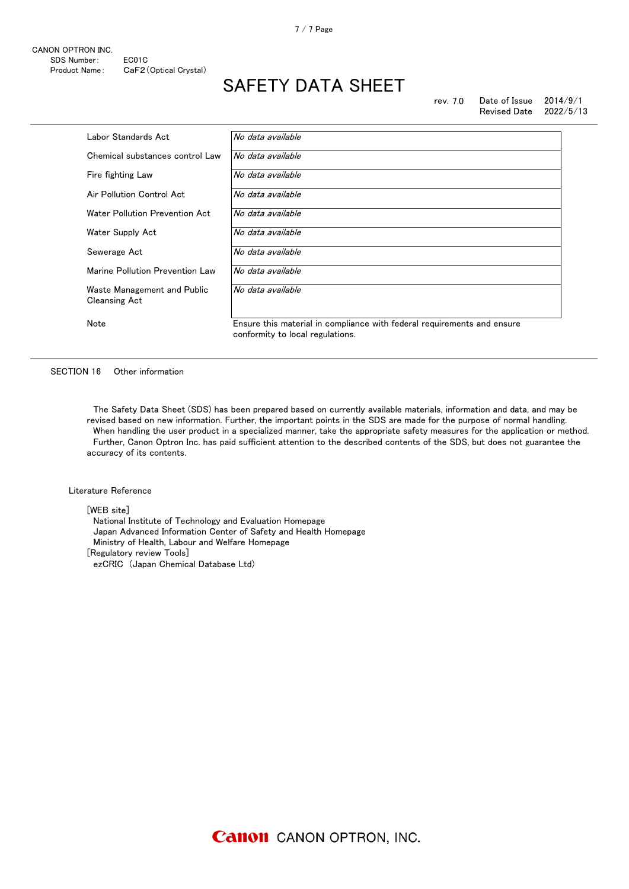| | |
|---|---|
| Labor Standards Act | *No data available* |
| Chemical substances control Law | *No data available* |
| Fire fighting Law | *No data available* |
| Air Pollution Control Act | *No data available* |
| Water Pollution Prevention Act | *No data available* |
| Water Supply Act | *No data available* |
| Sewerage Act | *No data available* |
| Marine Pollution Prevention Law | *No data available* |
| Waste Management and Public Cleansing Act | *No data available* |
| Note | Ensure this material in compliance with federal requirements and ensure conformity to local regulations. |

## SECTION 16 Other information

The Safety Data Sheet (SDS) has been prepared based on currently available materials, information and data, and may be revised based on new information. Further, the important points in the SDS are made for the purpose of normal handling.

When handling the user product in a specialized manner, take the appropriate safety measures for the application or method.

Further, Canon Optron Inc. has paid sufficient attention to the described contents of the SDS, but does not guarantee the accuracy of its contents.

### Literature Reference

[WEB site]
National Institute of Technology and Evaluation Homepage
Japan Advanced Information Center of Safety and Health Homepage
Ministry of Health, Labour and Welfare Homepage
[Regulatory review Tools]
ezCRIC（Japan Chemical Database Ltd）

Canon CANON OPTRON, INC.